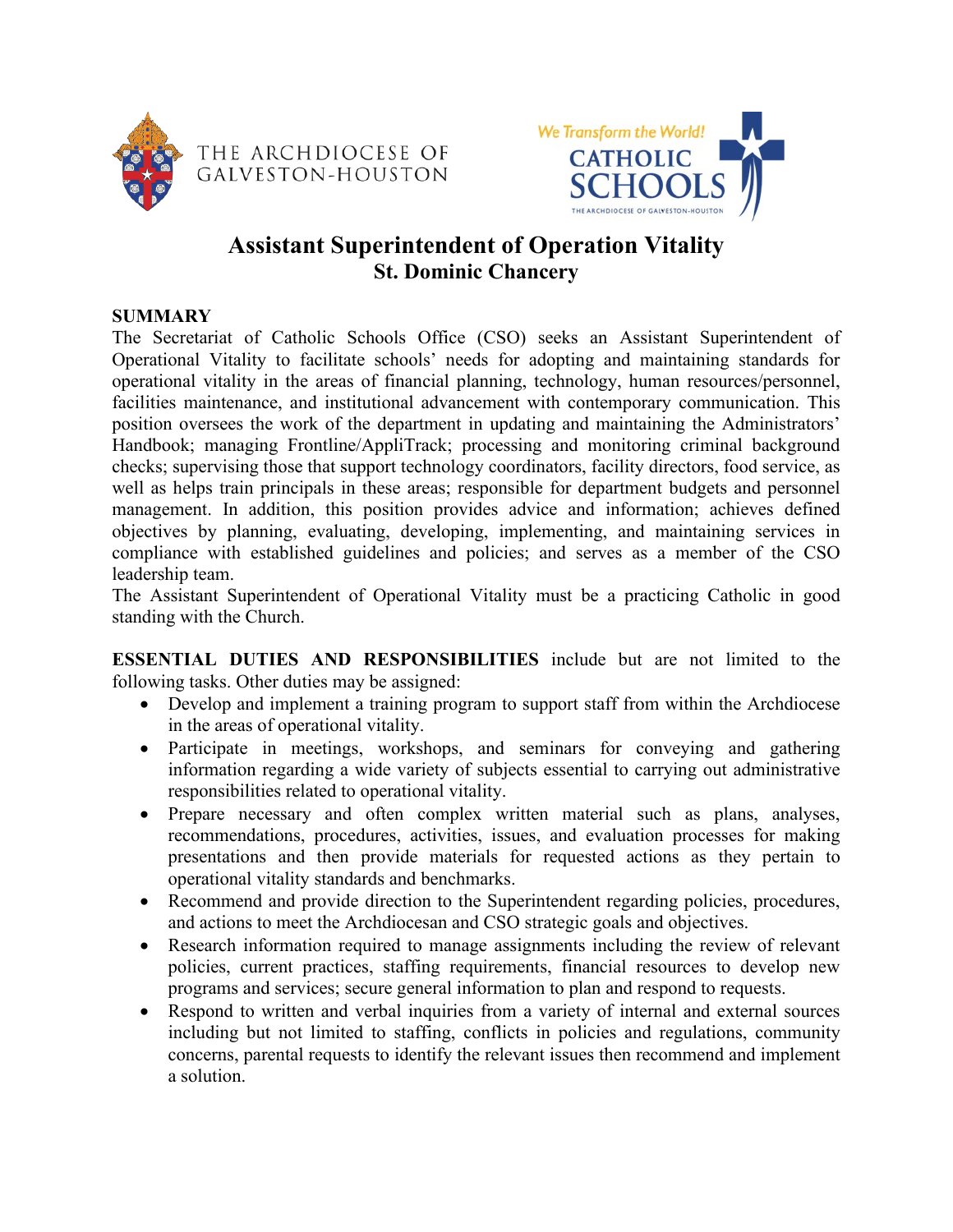THE ARCHDIOCESE OF GALVESTON-HOUSTON

We Transform the World! CATHOLIC SCHOOLS THE ARCHDIOCESE OF GALVESTON-HOUSTON

# Assistant Superintendent of Operation Vitality
## St. Dominic Chancery

**SUMMARY**

The Secretariat of Catholic Schools Office (CSO) seeks an Assistant Superintendent of Operational Vitality to facilitate schools' needs for adopting and maintaining standards for operational vitality in the areas of financial planning, technology, human resources/personnel, facilities maintenance, and institutional advancement with contemporary communication. This position oversees the work of the department in updating and maintaining the Administrators' Handbook; managing Frontline/AppliTrack; processing and monitoring criminal background checks; supervising those that support technology coordinators, facility directors, food service, as well as helps train principals in these areas; responsible for department budgets and personnel management. In addition, this position provides advice and information; achieves defined objectives by planning, evaluating, developing, implementing, and maintaining services in compliance with established guidelines and policies; and serves as a member of the CSO leadership team.

The Assistant Superintendent of Operational Vitality must be a practicing Catholic in good standing with the Church.

**ESSENTIAL DUTIES AND RESPONSIBILITIES** include but are not limited to the following tasks. Other duties may be assigned:

- Develop and implement a training program to support staff from within the Archdiocese in the areas of operational vitality.
- Participate in meetings, workshops, and seminars for conveying and gathering information regarding a wide variety of subjects essential to carrying out administrative responsibilities related to operational vitality.
- Prepare necessary and often complex written material such as plans, analyses, recommendations, procedures, activities, issues, and evaluation processes for making presentations and then provide materials for requested actions as they pertain to operational vitality standards and benchmarks.
- Recommend and provide direction to the Superintendent regarding policies, procedures, and actions to meet the Archdiocesan and CSO strategic goals and objectives.
- Research information required to manage assignments including the review of relevant policies, current practices, staffing requirements, financial resources to develop new programs and services; secure general information to plan and respond to requests.
- Respond to written and verbal inquiries from a variety of internal and external sources including but not limited to staffing, conflicts in policies and regulations, community concerns, parental requests to identify the relevant issues then recommend and implement a solution.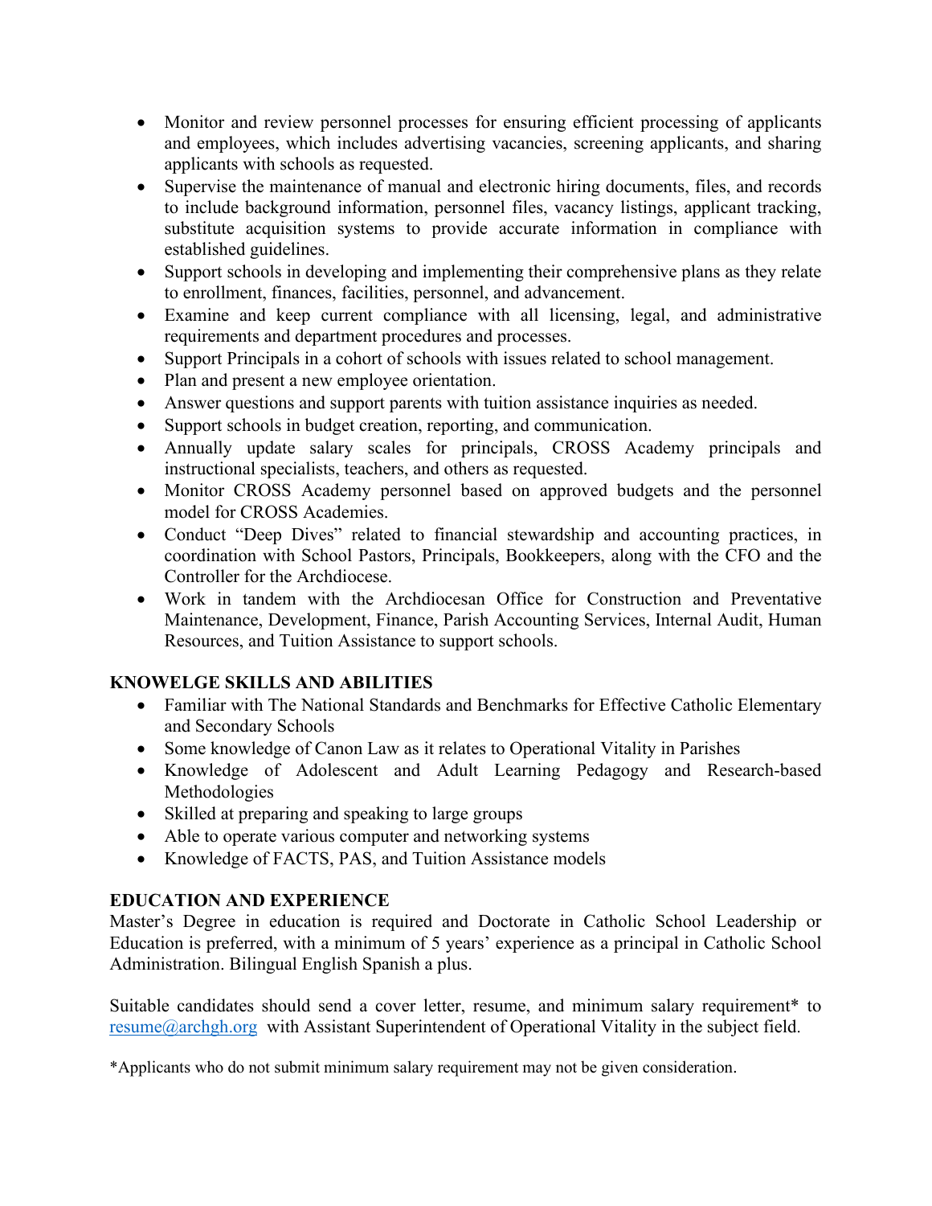- Monitor and review personnel processes for ensuring efficient processing of applicants and employees, which includes advertising vacancies, screening applicants, and sharing applicants with schools as requested.
- Supervise the maintenance of manual and electronic hiring documents, files, and records to include background information, personnel files, vacancy listings, applicant tracking, substitute acquisition systems to provide accurate information in compliance with established guidelines.
- Support schools in developing and implementing their comprehensive plans as they relate to enrollment, finances, facilities, personnel, and advancement.
- Examine and keep current compliance with all licensing, legal, and administrative requirements and department procedures and processes.
- Support Principals in a cohort of schools with issues related to school management.
- Plan and present a new employee orientation.
- Answer questions and support parents with tuition assistance inquiries as needed.
- Support schools in budget creation, reporting, and communication.
- Annually update salary scales for principals, CROSS Academy principals and instructional specialists, teachers, and others as requested.
- Monitor CROSS Academy personnel based on approved budgets and the personnel model for CROSS Academies.
- Conduct "Deep Dives" related to financial stewardship and accounting practices, in coordination with School Pastors, Principals, Bookkeepers, along with the CFO and the Controller for the Archdiocese.
- Work in tandem with the Archdiocesan Office for Construction and Preventative Maintenance, Development, Finance, Parish Accounting Services, Internal Audit, Human Resources, and Tuition Assistance to support schools.

**KNOWELGE SKILLS AND ABILITIES**

- Familiar with The National Standards and Benchmarks for Effective Catholic Elementary and Secondary Schools
- Some knowledge of Canon Law as it relates to Operational Vitality in Parishes
- Knowledge of Adolescent and Adult Learning Pedagogy and Research-based Methodologies
- Skilled at preparing and speaking to large groups
- Able to operate various computer and networking systems
- Knowledge of FACTS, PAS, and Tuition Assistance models

**EDUCATION AND EXPERIENCE**

Master's Degree in education is required and Doctorate in Catholic School Leadership or Education is preferred, with a minimum of 5 years' experience as a principal in Catholic School Administration. Bilingual English Spanish a plus.

Suitable candidates should send a cover letter, resume, and minimum salary requirement* to resume@archgh.org with Assistant Superintendent of Operational Vitality in the subject field.

*Applicants who do not submit minimum salary requirement may not be given consideration.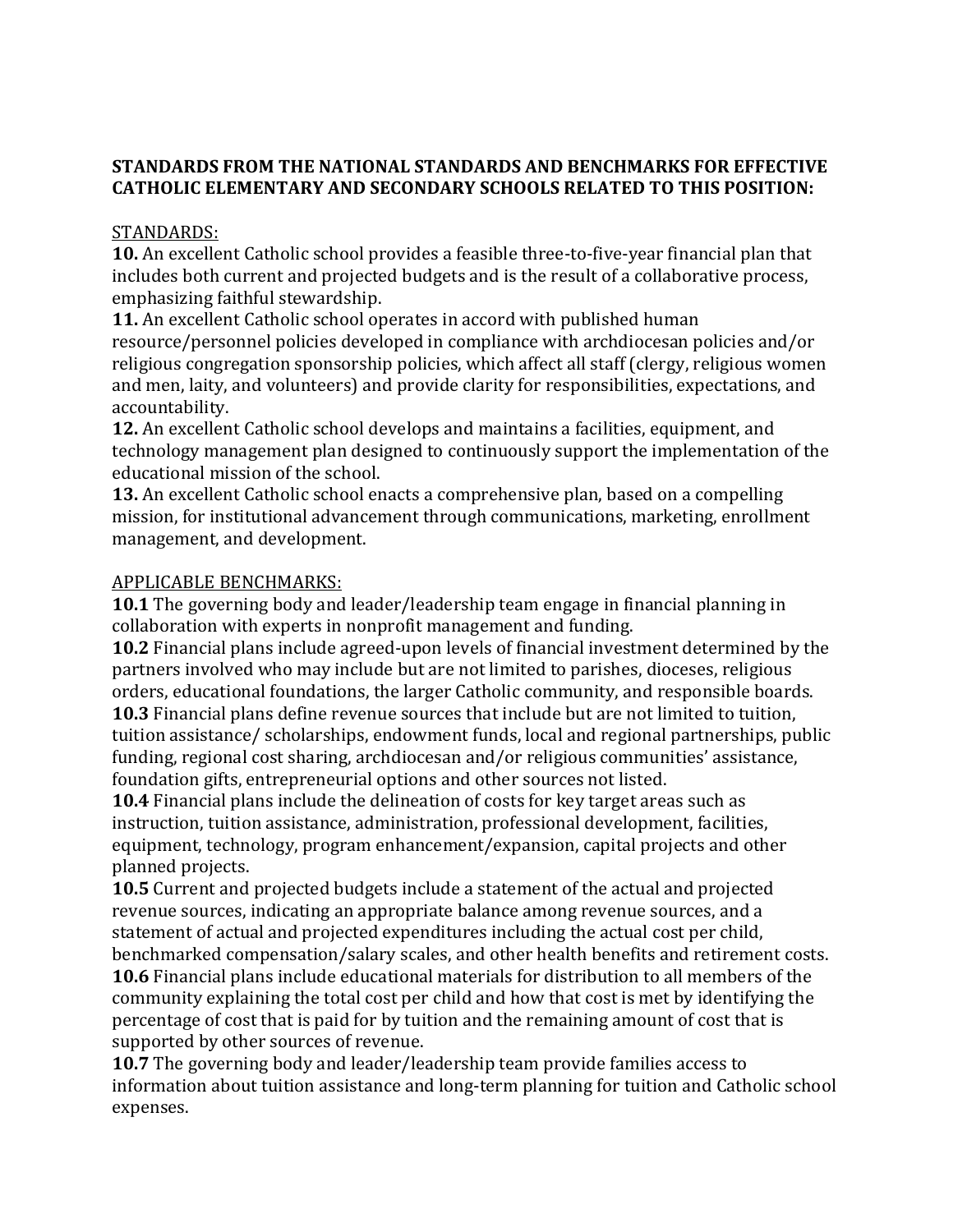**STANDARDS FROM THE NATIONAL STANDARDS AND BENCHMARKS FOR EFFECTIVE CATHOLIC ELEMENTARY AND SECONDARY SCHOOLS RELATED TO THIS POSITION:**

<u>STANDARDS:</u>

**10.** An excellent Catholic school provides a feasible three-to-five-year financial plan that includes both current and projected budgets and is the result of a collaborative process, emphasizing faithful stewardship.

**11.** An excellent Catholic school operates in accord with published human resource/personnel policies developed in compliance with archdiocesan policies and/or religious congregation sponsorship policies, which affect all staff (clergy, religious women and men, laity, and volunteers) and provide clarity for responsibilities, expectations, and accountability.

**12.** An excellent Catholic school develops and maintains a facilities, equipment, and technology management plan designed to continuously support the implementation of the educational mission of the school.

**13.** An excellent Catholic school enacts a comprehensive plan, based on a compelling mission, for institutional advancement through communications, marketing, enrollment management, and development.

<u>APPLICABLE BENCHMARKS:</u>

**10.1** The governing body and leader/leadership team engage in financial planning in collaboration with experts in nonprofit management and funding.

**10.2** Financial plans include agreed-upon levels of financial investment determined by the partners involved who may include but are not limited to parishes, dioceses, religious orders, educational foundations, the larger Catholic community, and responsible boards.

**10.3** Financial plans define revenue sources that include but are not limited to tuition, tuition assistance/ scholarships, endowment funds, local and regional partnerships, public funding, regional cost sharing, archdiocesan and/or religious communities' assistance, foundation gifts, entrepreneurial options and other sources not listed.

**10.4** Financial plans include the delineation of costs for key target areas such as instruction, tuition assistance, administration, professional development, facilities, equipment, technology, program enhancement/expansion, capital projects and other planned projects.

**10.5** Current and projected budgets include a statement of the actual and projected revenue sources, indicating an appropriate balance among revenue sources, and a statement of actual and projected expenditures including the actual cost per child, benchmarked compensation/salary scales, and other health benefits and retirement costs.

**10.6** Financial plans include educational materials for distribution to all members of the community explaining the total cost per child and how that cost is met by identifying the percentage of cost that is paid for by tuition and the remaining amount of cost that is supported by other sources of revenue.

**10.7** The governing body and leader/leadership team provide families access to information about tuition assistance and long-term planning for tuition and Catholic school expenses.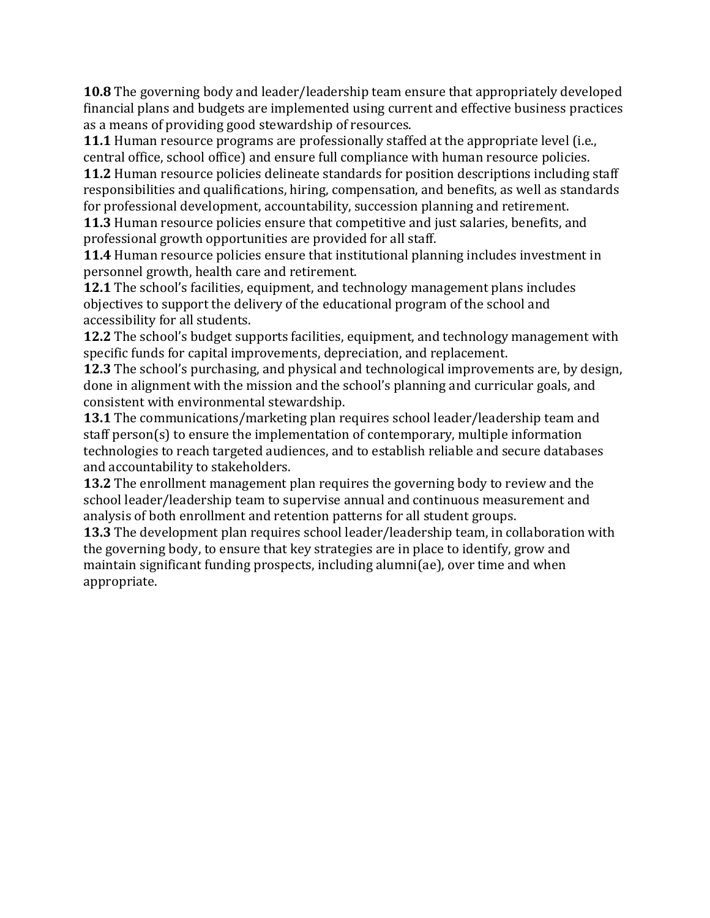**10.8** The governing body and leader/leadership team ensure that appropriately developed financial plans and budgets are implemented using current and effective business practices as a means of providing good stewardship of resources.

**11.1** Human resource programs are professionally staffed at the appropriate level (i.e., central office, school office) and ensure full compliance with human resource policies.

**11.2** Human resource policies delineate standards for position descriptions including staff responsibilities and qualifications, hiring, compensation, and benefits, as well as standards for professional development, accountability, succession planning and retirement.

**11.3** Human resource policies ensure that competitive and just salaries, benefits, and professional growth opportunities are provided for all staff.

**11.4** Human resource policies ensure that institutional planning includes investment in personnel growth, health care and retirement.

**12.1** The school's facilities, equipment, and technology management plans includes objectives to support the delivery of the educational program of the school and accessibility for all students.

**12.2** The school's budget supports facilities, equipment, and technology management with specific funds for capital improvements, depreciation, and replacement.

**12.3** The school's purchasing, and physical and technological improvements are, by design, done in alignment with the mission and the school's planning and curricular goals, and consistent with environmental stewardship.

**13.1** The communications/marketing plan requires school leader/leadership team and staff person(s) to ensure the implementation of contemporary, multiple information technologies to reach targeted audiences, and to establish reliable and secure databases and accountability to stakeholders.

**13.2** The enrollment management plan requires the governing body to review and the school leader/leadership team to supervise annual and continuous measurement and analysis of both enrollment and retention patterns for all student groups.

**13.3** The development plan requires school leader/leadership team, in collaboration with the governing body, to ensure that key strategies are in place to identify, grow and maintain significant funding prospects, including alumni(ae), over time and when appropriate.